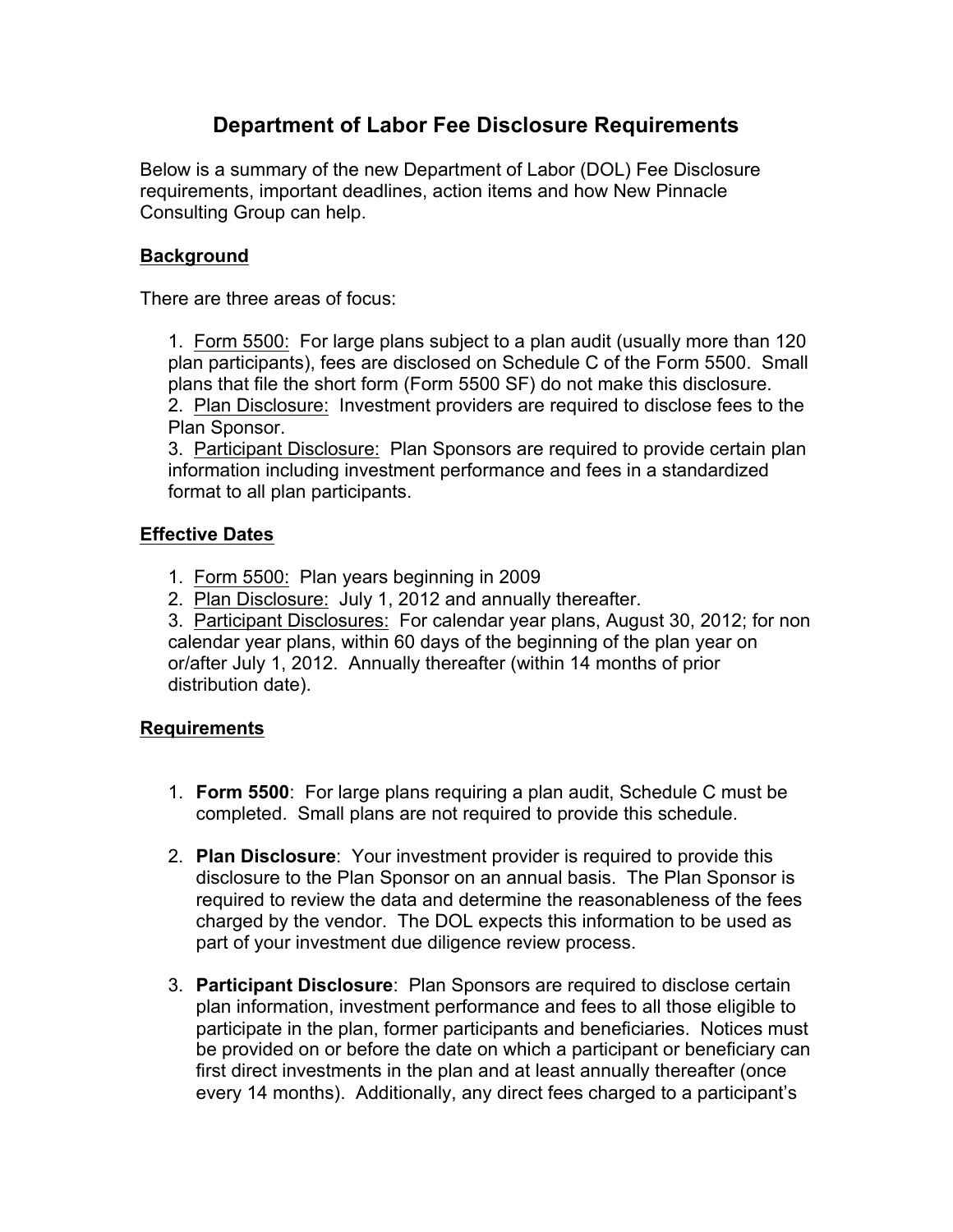# Department of Labor Fee Disclosure Requirements

Below is a summary of the new Department of Labor (DOL) Fee Disclosure requirements, important deadlines, action items and how New Pinnacle Consulting Group can help.

## Background

There are three areas of focus:

1. Form 5500: For large plans subject to a plan audit (usually more than 120 plan participants), fees are disclosed on Schedule C of the Form 5500. Small plans that file the short form (Form 5500 SF) do not make this disclosure.
2. Plan Disclosure: Investment providers are required to disclose fees to the Plan Sponsor.
3. Participant Disclosure: Plan Sponsors are required to provide certain plan information including investment performance and fees in a standardized format to all plan participants.

## Effective Dates

1. Form 5500: Plan years beginning in 2009
2. Plan Disclosure: July 1, 2012 and annually thereafter.
3. Participant Disclosures: For calendar year plans, August 30, 2012; for non calendar year plans, within 60 days of the beginning of the plan year on or/after July 1, 2012. Annually thereafter (within 14 months of prior distribution date).

## Requirements

1. **Form 5500**: For large plans requiring a plan audit, Schedule C must be completed. Small plans are not required to provide this schedule.

2. **Plan Disclosure**: Your investment provider is required to provide this disclosure to the Plan Sponsor on an annual basis. The Plan Sponsor is required to review the data and determine the reasonableness of the fees charged by the vendor. The DOL expects this information to be used as part of your investment due diligence review process.

3. **Participant Disclosure**: Plan Sponsors are required to disclose certain plan information, investment performance and fees to all those eligible to participate in the plan, former participants and beneficiaries. Notices must be provided on or before the date on which a participant or beneficiary can first direct investments in the plan and at least annually thereafter (once every 14 months). Additionally, any direct fees charged to a participant's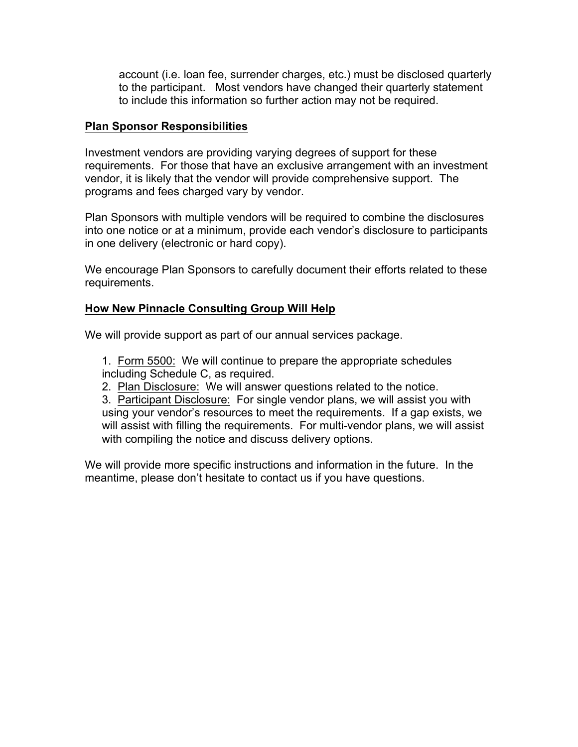account (i.e. loan fee, surrender charges, etc.) must be disclosed quarterly to the participant. Most vendors have changed their quarterly statement to include this information so further action may not be required.

**Plan Sponsor Responsibilities**

Investment vendors are providing varying degrees of support for these requirements. For those that have an exclusive arrangement with an investment vendor, it is likely that the vendor will provide comprehensive support. The programs and fees charged vary by vendor.

Plan Sponsors with multiple vendors will be required to combine the disclosures into one notice or at a minimum, provide each vendor's disclosure to participants in one delivery (electronic or hard copy).

We encourage Plan Sponsors to carefully document their efforts related to these requirements.

**How New Pinnacle Consulting Group Will Help**

We will provide support as part of our annual services package.

1. Form 5500: We will continue to prepare the appropriate schedules including Schedule C, as required.
2. Plan Disclosure: We will answer questions related to the notice.
3. Participant Disclosure: For single vendor plans, we will assist you with using your vendor's resources to meet the requirements. If a gap exists, we will assist with filling the requirements. For multi-vendor plans, we will assist with compiling the notice and discuss delivery options.

We will provide more specific instructions and information in the future. In the meantime, please don't hesitate to contact us if you have questions.